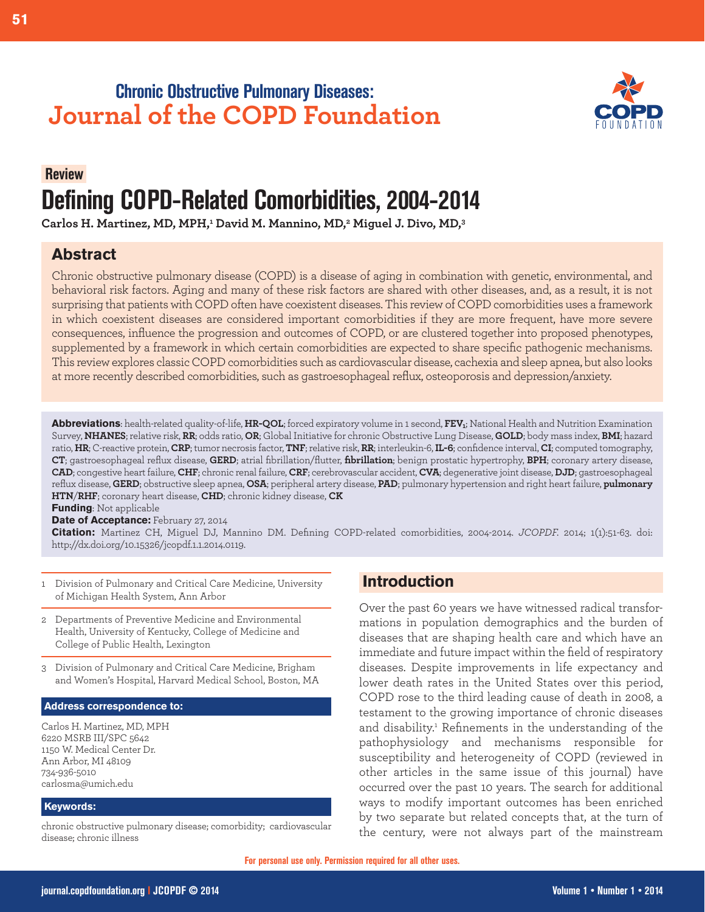Chronic Obstructive Pulmonary Diseases:
Journal of the COPD Foundation

Review

# Defining COPD-Related Comorbidities, 2004-2014

**Carlos H. Martinez, MD, MPH,[1] David M. Mannino, MD,[2] Miguel J. Divo, MD,[3]**

## Abstract

Chronic obstructive pulmonary disease (COPD) is a disease of aging in combination with genetic, environmental, and behavioral risk factors. Aging and many of these risk factors are shared with other diseases, and, as a result, it is not surprising that patients with COPD often have coexistent diseases. This review of COPD comorbidities uses a framework in which coexistent diseases are considered important comorbidities if they are more frequent, have more severe consequences, influence the progression and outcomes of COPD, or are clustered together into proposed phenotypes, supplemented by a framework in which certain comorbidities are expected to share specific pathogenic mechanisms. This review explores classic COPD comorbidities such as cardiovascular disease, cachexia and sleep apnea, but also looks at more recently described comorbidities, such as gastroesophageal reflux, osteoporosis and depression/anxiety.

**Abbreviations**: health-related quality-of-life, **HR-QOL**; forced expiratory volume in 1 second, **FEV$_1$**; National Health and Nutrition Examination Survey, **NHANES**; relative risk, **RR**; odds ratio, **OR**; Global Initiative for chronic Obstructive Lung Disease, **GOLD**; body mass index, **BMI**; hazard ratio, **HR**; C-reactive protein, **CRP**; tumor necrosis factor, **TNF**; relative risk, **RR**; interleukin-6, **IL-6**; confidence interval, **CI**; computed tomography, **CT**; gastroesophageal reflux disease, **GERD**; atrial fibrillation/flutter, **fibrillation**; benign prostatic hypertrophy, **BPH**; coronary artery disease, **CAD**; congestive heart failure, **CHF**; chronic renal failure, **CRF**; cerebrovascular accident, **CVA**; degenerative joint disease, **DJD**; gastroesophageal reflux disease, **GERD**; obstructive sleep apnea, **OSA**; peripheral artery disease, **PAD**; pulmonary hypertension and right heart failure, **pulmonary HTN/RHF**; coronary heart disease, **CHD**; chronic kidney disease, **CK**

**Funding**: Not applicable

**Date of Acceptance:** February 27, 2014

**Citation:** Martinez CH, Miguel DJ, Mannino DM. Defining COPD-related comorbidities, 2004-2014. *JCOPDF.* 2014; 1(1):51-63. doi: http://dx.doi.org/10.15326/jcopdf.1.1.2014.0119.

1 Division of Pulmonary and Critical Care Medicine, University of Michigan Health System, Ann Arbor

2 Departments of Preventive Medicine and Environmental Health, University of Kentucky, College of Medicine and College of Public Health, Lexington

3 Division of Pulmonary and Critical Care Medicine, Brigham and Women's Hospital, Harvard Medical School, Boston, MA

**Address correspondence to:**

Carlos H. Martinez, MD, MPH
6220 MSRB III/SPC 5642
1150 W. Medical Center Dr.
Ann Arbor, MI 48109
734-936-5010
carlosma@umich.edu

**Keywords:**

chronic obstructive pulmonary disease; comorbidity; cardiovascular disease; chronic illness

## Introduction

Over the past 60 years we have witnessed radical transformations in population demographics and the burden of diseases that are shaping health care and which have an immediate and future impact within the field of respiratory diseases. Despite improvements in life expectancy and lower death rates in the United States over this period, COPD rose to the third leading cause of death in 2008, a testament to the growing importance of chronic diseases and disability.[1] Refinements in the understanding of the pathophysiology and mechanisms responsible for susceptibility and heterogeneity of COPD (reviewed in other articles in the same issue of this journal) have occurred over the past 10 years. The search for additional ways to modify important outcomes has been enriched by two separate but related concepts that, at the turn of the century, were not always part of the mainstream

For personal use only. Permission required for all other uses.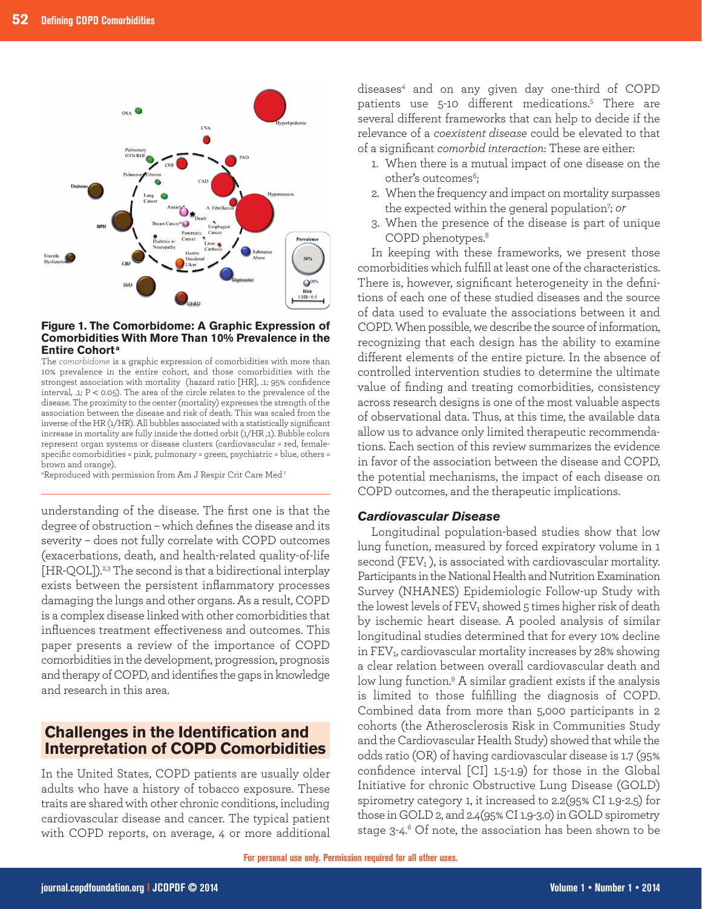**Figure 1. The Comorbidome: A Graphic Expression of Comorbidities With More Than 10% Prevalence in the Entire Cohort[a]**

The *comorbidome* is a graphic expression of comorbidities with more than 10% prevalence in the entire cohort, and those comorbidities with the strongest association with mortality (hazard ratio [HR], .1; 95% confidence interval, .1; P < 0.05). The area of the circle relates to the prevalence of the disease. The proximity to the center (mortality) expresses the strength of the association between the disease and risk of death. This was scaled from the inverse of the HR (1/HR). All bubbles associated with a statistically significant increase in mortality are fully inside the dotted orbit (1/HR ,1). Bubble colors represent organ systems or disease clusters (cardiovascular = red, female-specific comorbidities = pink, pulmonary = green, psychiatric = blue, others = brown and orange).

[a]Reproduced with permission from Am J Respir Crit Care Med[7]

understanding of the disease. The first one is that the degree of obstruction – which defines the disease and its severity – does not fully correlate with COPD outcomes (exacerbations, death, and health-related quality-of-life [HR-QOL]).[2,3] The second is that a bidirectional interplay exists between the persistent inflammatory processes damaging the lungs and other organs. As a result, COPD is a complex disease linked with other comorbidities that influences treatment effectiveness and outcomes. This paper presents a review of the importance of COPD comorbidities in the development, progression, prognosis and therapy of COPD, and identifies the gaps in knowledge and research in this area.

## Challenges in the Identification and Interpretation of COPD Comorbidities

In the United States, COPD patients are usually older adults who have a history of tobacco exposure. These traits are shared with other chronic conditions, including cardiovascular disease and cancer. The typical patient with COPD reports, on average, 4 or more additional diseases[4] and on any given day one-third of COPD patients use 5-10 different medications.[5] There are several different frameworks that can help to decide if the relevance of a *coexistent disease* could be elevated to that of a significant *comorbid interaction*: These are either:

1. When there is a mutual impact of one disease on the other's outcomes[6];
2. When the frequency and impact on mortality surpasses the expected within the general population[7]; *or*
3. When the presence of the disease is part of unique COPD phenotypes.[8]

In keeping with these frameworks, we present those comorbidities which fulfill at least one of the characteristics. There is, however, significant heterogeneity in the definitions of each one of these studied diseases and the source of data used to evaluate the associations between it and COPD. When possible, we describe the source of information, recognizing that each design has the ability to examine different elements of the entire picture. In the absence of controlled intervention studies to determine the ultimate value of finding and treating comorbidities, consistency across research designs is one of the most valuable aspects of observational data. Thus, at this time, the available data allow us to advance only limited therapeutic recommendations. Each section of this review summarizes the evidence in favor of the association between the disease and COPD, the potential mechanisms, the impact of each disease on COPD outcomes, and the therapeutic implications.

### *Cardiovascular Disease*

Longitudinal population-based studies show that low lung function, measured by forced expiratory volume in 1 second ($FEV_1$), is associated with cardiovascular mortality. Participants in the National Health and Nutrition Examination Survey (NHANES) Epidemiologic Follow-up Study with the lowest levels of $FEV_1$ showed 5 times higher risk of death by ischemic heart disease. A pooled analysis of similar longitudinal studies determined that for every 10% decline in $FEV_1$, cardiovascular mortality increases by 28% showing a clear relation between overall cardiovascular death and low lung function.[9] A similar gradient exists if the analysis is limited to those fulfilling the diagnosis of COPD. Combined data from more than 5,000 participants in 2 cohorts (the Atherosclerosis Risk in Communities Study and the Cardiovascular Health Study) showed that while the odds ratio (OR) of having cardiovascular disease is 1.7 (95% confidence interval [CI] 1.5-1.9) for those in the Global Initiative for chronic Obstructive Lung Disease (GOLD) spirometry category 1, it increased to 2.2(95% CI 1.9-2.5) for those in GOLD 2, and 2.4(95% CI 1.9-3.0) in GOLD spirometry stage 3-4.[6] Of note, the association has been shown to be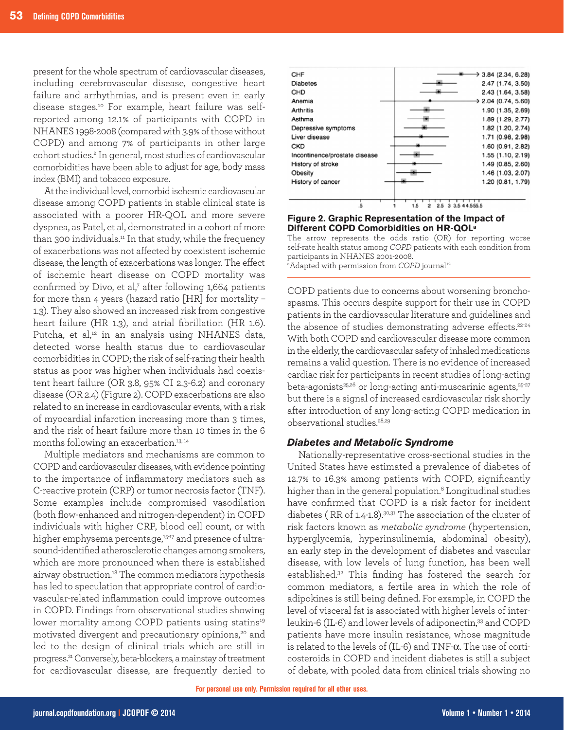present for the whole spectrum of cardiovascular diseases, including cerebrovascular disease, congestive heart failure and arrhythmias, and is present even in early disease stages.[10] For example, heart failure was self-reported among 12.1% of participants with COPD in NHANES 1998-2008 (compared with 3.9% of those without COPD) and among 7% of participants in other large cohort studies.[2] In general, most studies of cardiovascular comorbidities have been able to adjust for age, body mass index (BMI) and tobacco exposure.

At the individual level, comorbid ischemic cardiovascular disease among COPD patients in stable clinical state is associated with a poorer HR-QOL and more severe dyspnea, as Patel, et al, demonstrated in a cohort of more than 300 individuals.[11] In that study, while the frequency of exacerbations was not affected by coexistent ischemic disease, the length of exacerbations was longer. The effect of ischemic heart disease on COPD mortality was confirmed by Divo, et al,[7] after following 1,664 patients for more than 4 years (hazard ratio [HR] for mortality – 1.3). They also showed an increased risk from congestive heart failure (HR 1.3), and atrial fibrillation (HR 1.6). Putcha, et al,[12] in an analysis using NHANES data, detected worse health status due to cardiovascular comorbidities in COPD; the risk of self-rating their health status as poor was higher when individuals had coexistent heart failure (OR 3.8, 95% CI 2.3-6.2) and coronary disease (OR 2.4) (Figure 2). COPD exacerbations are also related to an increase in cardiovascular events, with a risk of myocardial infarction increasing more than 3 times, and the risk of heart failure more than 10 times in the 6 months following an exacerbation.[13,14]

Multiple mediators and mechanisms are common to COPD and cardiovascular diseases, with evidence pointing to the importance of inflammatory mediators such as C-reactive protein (CRP) or tumor necrosis factor (TNF). Some examples include compromised vasodilation (both flow-enhanced and nitrogen-dependent) in COPD individuals with higher CRP, blood cell count, or with higher emphysema percentage,[15-17] and presence of ultrasound-identified atherosclerotic changes among smokers, which are more pronounced when there is established airway obstruction.[18] The common mediators hypothesis has led to speculation that appropriate control of cardiovascular-related inflammation could improve outcomes in COPD. Findings from observational studies showing lower mortality among COPD patients using statins[19] motivated divergent and precautionary opinions,[20] and led to the design of clinical trials which are still in progress.[21] Conversely, beta-blockers, a mainstay of treatment for cardiovascular disease, are frequently denied to COPD patients due to concerns about worsening bronchospasms. This occurs despite support for their use in COPD patients in the cardiovascular literature and guidelines and the absence of studies demonstrating adverse effects.[22-24] With both COPD and cardiovascular disease more common in the elderly, the cardiovascular safety of inhaled medications remains a valid question. There is no evidence of increased cardiac risk for participants in recent studies of long-acting beta-agonists[25,26] or long-acting anti-muscarinic agents,[25-27] but there is a signal of increased cardiovascular risk shortly after introduction of any long-acting COPD medication in observational studies.[28,29]

| Condition | OR (95% CI) |
|---|---|
| CHF | 3.84 (2.34, 6.28) |
| Diabetes | 2.47 (1.74, 3.50) |
| CHD | 2.43 (1.64, 3.58) |
| Anemia | 2.04 (0.74, 5.60) |
| Arthritis | 1.90 (1.35, 2.69) |
| Asthma | 1.89 (1.29, 2.77) |
| Depressive symptoms | 1.82 (1.20, 2.74) |
| Liver disease | 1.71 (0.98, 2.98) |
| CKD | 1.60 (0.91, 2.82) |
| Incontinence/prostate disease | 1.55 (1.10, 2.19) |
| History of stroke | 1.49 (0.85, 2.60) |
| Obesity | 1.46 (1.03, 2.07) |
| History of cancer | 1.20 (0.81, 1.79) |

**Figure 2. Graphic Representation of the Impact of Different COPD Comorbidities on HR-QOL[a]**

The arrow represents the odds ratio (OR) for reporting worse self-rate health status among *COPD* patients with each condition from participants in NHANES 2001-2008.

[a]Adapted with permission from *COPD* journal[12]

### *Diabetes and Metabolic Syndrome*

Nationally-representative cross-sectional studies in the United States have estimated a prevalence of diabetes of 12.7% to 16.3% among patients with COPD, significantly higher than in the general population.[6] Longitudinal studies have confirmed that COPD is a risk factor for incident diabetes ( RR of 1.4-1.8).[30,31] The association of the cluster of risk factors known as *metabolic syndrome* (hypertension, hyperglycemia, hyperinsulinemia, abdominal obesity), an early step in the development of diabetes and vascular disease, with low levels of lung function, has been well established.[32] This finding has fostered the search for common mediators, a fertile area in which the role of adipokines is still being defined. For example, in COPD the level of visceral fat is associated with higher levels of interleukin-6 (IL-6) and lower levels of adiponectin,[33] and COPD patients have more insulin resistance, whose magnitude is related to the levels of (IL-6) and TNF-$\alpha$. The use of corticosteroids in COPD and incident diabetes is still a subject of debate, with pooled data from clinical trials showing no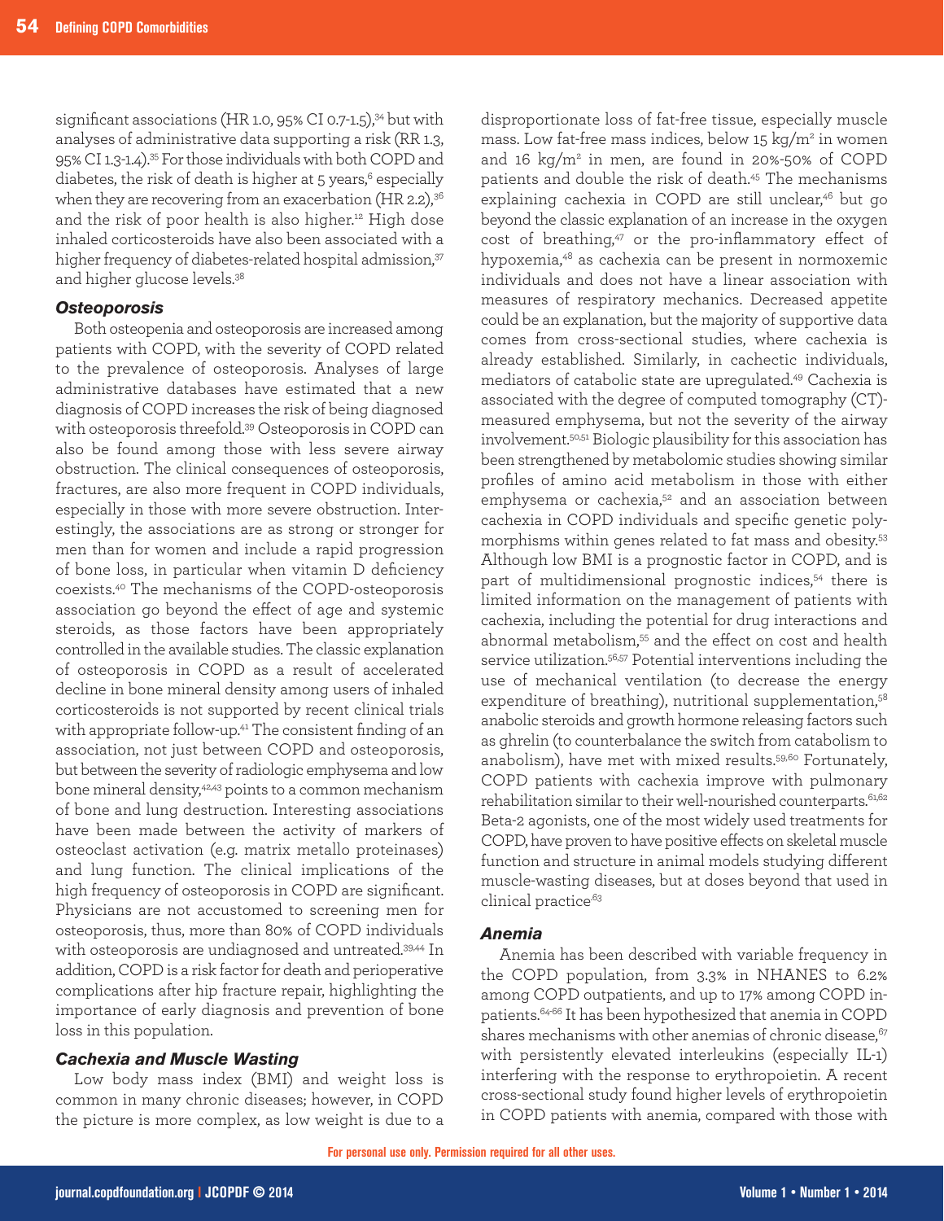significant associations (HR 1.0, 95% CI 0.7-1.5),[34] but with analyses of administrative data supporting a risk (RR 1.3, 95% CI 1.3-1.4).[35] For those individuals with both COPD and diabetes, the risk of death is higher at 5 years,[6] especially when they are recovering from an exacerbation (HR 2.2),[36] and the risk of poor health is also higher.[12] High dose inhaled corticosteroids have also been associated with a higher frequency of diabetes-related hospital admission,[37] and higher glucose levels.[38]

### *Osteoporosis*

Both osteopenia and osteoporosis are increased among patients with COPD, with the severity of COPD related to the prevalence of osteoporosis. Analyses of large administrative databases have estimated that a new diagnosis of COPD increases the risk of being diagnosed with osteoporosis threefold.[39] Osteoporosis in COPD can also be found among those with less severe airway obstruction. The clinical consequences of osteoporosis, fractures, are also more frequent in COPD individuals, especially in those with more severe obstruction. Interestingly, the associations are as strong or stronger for men than for women and include a rapid progression of bone loss, in particular when vitamin D deficiency coexists.[40] The mechanisms of the COPD-osteoporosis association go beyond the effect of age and systemic steroids, as those factors have been appropriately controlled in the available studies. The classic explanation of osteoporosis in COPD as a result of accelerated decline in bone mineral density among users of inhaled corticosteroids is not supported by recent clinical trials with appropriate follow-up.[41] The consistent finding of an association, not just between COPD and osteoporosis, but between the severity of radiologic emphysema and low bone mineral density,[42,43] points to a common mechanism of bone and lung destruction. Interesting associations have been made between the activity of markers of osteoclast activation (e.g. matrix metallo proteinases) and lung function. The clinical implications of the high frequency of osteoporosis in COPD are significant. Physicians are not accustomed to screening men for osteoporosis, thus, more than 80% of COPD individuals with osteoporosis are undiagnosed and untreated.[39,44] In addition, COPD is a risk factor for death and perioperative complications after hip fracture repair, highlighting the importance of early diagnosis and prevention of bone loss in this population.

### *Cachexia and Muscle Wasting*

Low body mass index (BMI) and weight loss is common in many chronic diseases; however, in COPD the picture is more complex, as low weight is due to a disproportionate loss of fat-free tissue, especially muscle mass. Low fat-free mass indices, below 15 kg/m$^2$ in women and 16 kg/m$^2$ in men, are found in 20%-50% of COPD patients and double the risk of death.[45] The mechanisms explaining cachexia in COPD are still unclear,[46] but go beyond the classic explanation of an increase in the oxygen cost of breathing,[47] or the pro-inflammatory effect of hypoxemia,[48] as cachexia can be present in normoxemic individuals and does not have a linear association with measures of respiratory mechanics. Decreased appetite could be an explanation, but the majority of supportive data comes from cross-sectional studies, where cachexia is already established. Similarly, in cachectic individuals, mediators of catabolic state are upregulated.[49] Cachexia is associated with the degree of computed tomography (CT)-measured emphysema, but not the severity of the airway involvement.[50,51] Biologic plausibility for this association has been strengthened by metabolomic studies showing similar profiles of amino acid metabolism in those with either emphysema or cachexia,[52] and an association between cachexia in COPD individuals and specific genetic polymorphisms within genes related to fat mass and obesity.[53] Although low BMI is a prognostic factor in COPD, and is part of multidimensional prognostic indices,[54] there is limited information on the management of patients with cachexia, including the potential for drug interactions and abnormal metabolism,[55] and the effect on cost and health service utilization.[56,57] Potential interventions including the use of mechanical ventilation (to decrease the energy expenditure of breathing), nutritional supplementation,[58] anabolic steroids and growth hormone releasing factors such as ghrelin (to counterbalance the switch from catabolism to anabolism), have met with mixed results.[59,60] Fortunately, COPD patients with cachexia improve with pulmonary rehabilitation similar to their well-nourished counterparts.[61,62] Beta-2 agonists, one of the most widely used treatments for COPD, have proven to have positive effects on skeletal muscle function and structure in animal models studying different muscle-wasting diseases, but at doses beyond that used in clinical practice[63]

### *Anemia*

Anemia has been described with variable frequency in the COPD population, from 3.3% in NHANES to 6.2% among COPD outpatients, and up to 17% among COPD inpatients.[64-66] It has been hypothesized that anemia in COPD shares mechanisms with other anemias of chronic disease,[67] with persistently elevated interleukins (especially IL-1) interfering with the response to erythropoietin. A recent cross-sectional study found higher levels of erythropoietin in COPD patients with anemia, compared with those with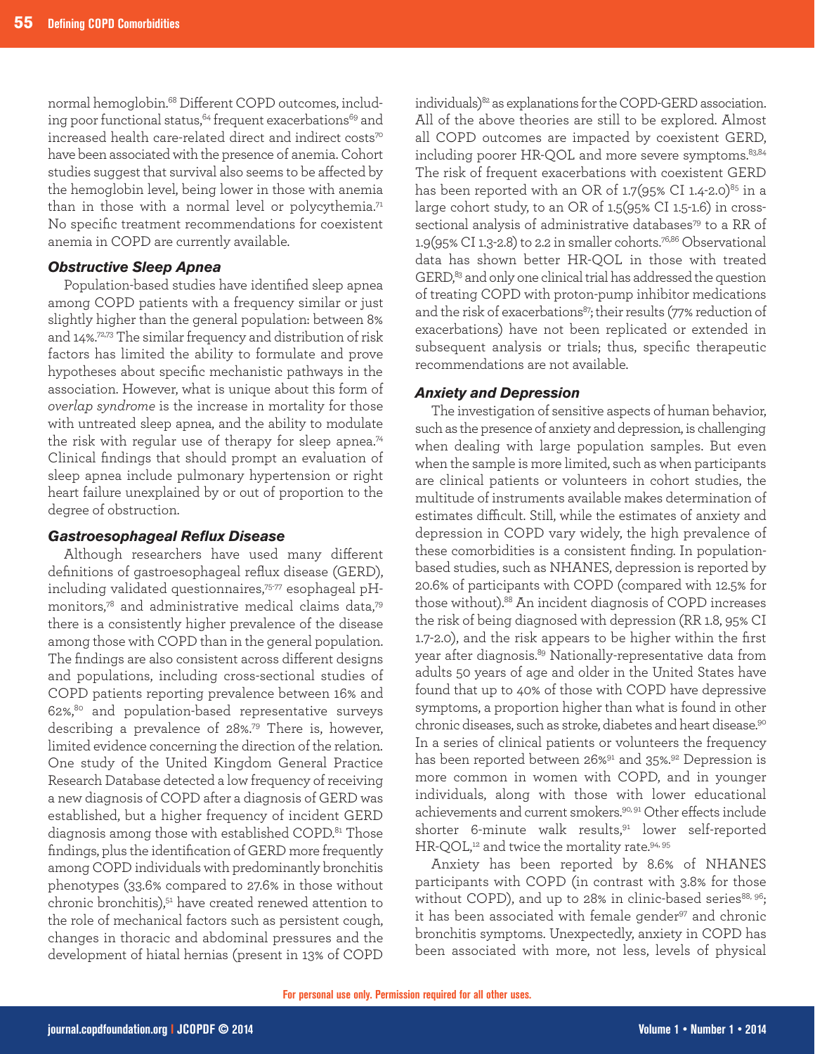normal hemoglobin.[68] Different COPD outcomes, including poor functional status,[64] frequent exacerbations[69] and increased health care-related direct and indirect costs[70] have been associated with the presence of anemia. Cohort studies suggest that survival also seems to be affected by the hemoglobin level, being lower in those with anemia than in those with a normal level or polycythemia.[71] No specific treatment recommendations for coexistent anemia in COPD are currently available.

### Obstructive Sleep Apnea

Population-based studies have identified sleep apnea among COPD patients with a frequency similar or just slightly higher than the general population: between 8% and 14%.[72,73] The similar frequency and distribution of risk factors has limited the ability to formulate and prove hypotheses about specific mechanistic pathways in the association. However, what is unique about this form of *overlap syndrome* is the increase in mortality for those with untreated sleep apnea, and the ability to modulate the risk with regular use of therapy for sleep apnea.[74] Clinical findings that should prompt an evaluation of sleep apnea include pulmonary hypertension or right heart failure unexplained by or out of proportion to the degree of obstruction.

### Gastroesophageal Reflux Disease

Although researchers have used many different definitions of gastroesophageal reflux disease (GERD), including validated questionnaires,[75-77] esophageal pH-monitors,[78] and administrative medical claims data,[79] there is a consistently higher prevalence of the disease among those with COPD than in the general population. The findings are also consistent across different designs and populations, including cross-sectional studies of COPD patients reporting prevalence between 16% and 62%,[80] and population-based representative surveys describing a prevalence of 28%.[79] There is, however, limited evidence concerning the direction of the relation. One study of the United Kingdom General Practice Research Database detected a low frequency of receiving a new diagnosis of COPD after a diagnosis of GERD was established, but a higher frequency of incident GERD diagnosis among those with established COPD.[81] Those findings, plus the identification of GERD more frequently among COPD individuals with predominantly bronchitis phenotypes (33.6% compared to 27.6% in those without chronic bronchitis),[51] have created renewed attention to the role of mechanical factors such as persistent cough, changes in thoracic and abdominal pressures and the development of hiatal hernias (present in 13% of COPD individuals)[82] as explanations for the COPD-GERD association. All of the above theories are still to be explored. Almost all COPD outcomes are impacted by coexistent GERD, including poorer HR-QOL and more severe symptoms.[83,84] The risk of frequent exacerbations with coexistent GERD has been reported with an OR of 1.7(95% CI 1.4-2.0)[85] in a large cohort study, to an OR of 1.5(95% CI 1.5-1.6) in cross-sectional analysis of administrative databases[79] to a RR of 1.9(95% CI 1.3-2.8) to 2.2 in smaller cohorts.[76,86] Observational data has shown better HR-QOL in those with treated GERD,[83] and only one clinical trial has addressed the question of treating COPD with proton-pump inhibitor medications and the risk of exacerbations[87]; their results (77% reduction of exacerbations) have not been replicated or extended in subsequent analysis or trials; thus, specific therapeutic recommendations are not available.

### Anxiety and Depression

The investigation of sensitive aspects of human behavior, such as the presence of anxiety and depression, is challenging when dealing with large population samples. But even when the sample is more limited, such as when participants are clinical patients or volunteers in cohort studies, the multitude of instruments available makes determination of estimates difficult. Still, while the estimates of anxiety and depression in COPD vary widely, the high prevalence of these comorbidities is a consistent finding. In population-based studies, such as NHANES, depression is reported by 20.6% of participants with COPD (compared with 12.5% for those without).[88] An incident diagnosis of COPD increases the risk of being diagnosed with depression (RR 1.8, 95% CI 1.7-2.0), and the risk appears to be higher within the first year after diagnosis.[89] Nationally-representative data from adults 50 years of age and older in the United States have found that up to 40% of those with COPD have depressive symptoms, a proportion higher than what is found in other chronic diseases, such as stroke, diabetes and heart disease.[90] In a series of clinical patients or volunteers the frequency has been reported between 26%[91] and 35%.[92] Depression is more common in women with COPD, and in younger individuals, along with those with lower educational achievements and current smokers.[90,91] Other effects include shorter 6-minute walk results,[91] lower self-reported HR-QOL,[12] and twice the mortality rate.[94,95]

Anxiety has been reported by 8.6% of NHANES participants with COPD (in contrast with 3.8% for those without COPD), and up to 28% in clinic-based series[88,96]; it has been associated with female gender[97] and chronic bronchitis symptoms. Unexpectedly, anxiety in COPD has been associated with more, not less, levels of physical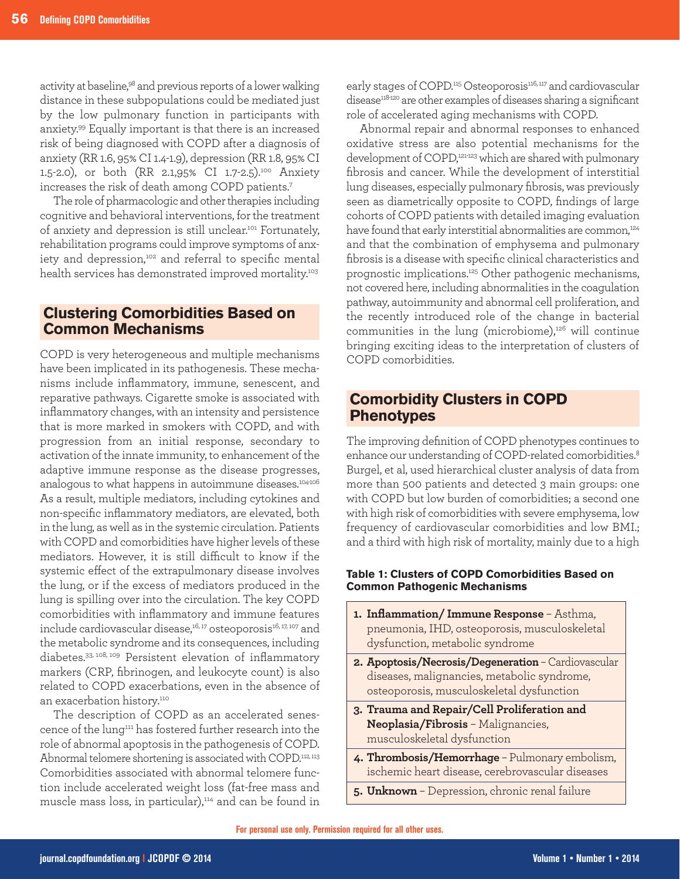activity at baseline,[98] and previous reports of a lower walking distance in these subpopulations could be mediated just by the low pulmonary function in participants with anxiety.[99] Equally important is that there is an increased risk of being diagnosed with COPD after a diagnosis of anxiety (RR 1.6, 95% CI 1.4-1.9), depression (RR 1.8, 95% CI 1.5-2.0), or both (RR 2.1,95% CI 1.7-2.5).[100] Anxiety increases the risk of death among COPD patients.[7]

The role of pharmacologic and other therapies including cognitive and behavioral interventions, for the treatment of anxiety and depression is still unclear.[101] Fortunately, rehabilitation programs could improve symptoms of anxiety and depression,[102] and referral to specific mental health services has demonstrated improved mortality.[103]

## Clustering Comorbidities Based on Common Mechanisms

COPD is very heterogeneous and multiple mechanisms have been implicated in its pathogenesis. These mechanisms include inflammatory, immune, senescent, and reparative pathways. Cigarette smoke is associated with inflammatory changes, with an intensity and persistence that is more marked in smokers with COPD, and with progression from an initial response, secondary to activation of the innate immunity, to enhancement of the adaptive immune response as the disease progresses, analogous to what happens in autoimmune diseases.[104-106] As a result, multiple mediators, including cytokines and non-specific inflammatory mediators, are elevated, both in the lung, as well as in the systemic circulation. Patients with COPD and comorbidities have higher levels of these mediators. However, it is still difficult to know if the systemic effect of the extrapulmonary disease involves the lung, or if the excess of mediators produced in the lung is spilling over into the circulation. The key COPD comorbidities with inflammatory and immune features include cardiovascular disease,[16,17] osteoporosis[16,17,107] and the metabolic syndrome and its consequences, including diabetes.[33,108,109] Persistent elevation of inflammatory markers (CRP, fibrinogen, and leukocyte count) is also related to COPD exacerbations, even in the absence of an exacerbation history.[110]

The description of COPD as an accelerated senescence of the lung[111] has fostered further research into the role of abnormal apoptosis in the pathogenesis of COPD. Abnormal telomere shortening is associated with COPD.[112,113] Comorbidities associated with abnormal telomere function include accelerated weight loss (fat-free mass and muscle mass loss, in particular),[114] and can be found in early stages of COPD.[115] Osteoporosis[116,117] and cardiovascular disease[118-120] are other examples of diseases sharing a significant role of accelerated aging mechanisms with COPD.

Abnormal repair and abnormal responses to enhanced oxidative stress are also potential mechanisms for the development of COPD,[121-123] which are shared with pulmonary fibrosis and cancer. While the development of interstitial lung diseases, especially pulmonary fibrosis, was previously seen as diametrically opposite to COPD, findings of large cohorts of COPD patients with detailed imaging evaluation have found that early interstitial abnormalities are common,[124] and that the combination of emphysema and pulmonary fibrosis is a disease with specific clinical characteristics and prognostic implications.[125] Other pathogenic mechanisms, not covered here, including abnormalities in the coagulation pathway, autoimmunity and abnormal cell proliferation, and the recently introduced role of the change in bacterial communities in the lung (microbiome),[126] will continue bringing exciting ideas to the interpretation of clusters of COPD comorbidities.

## Comorbidity Clusters in COPD Phenotypes

The improving definition of COPD phenotypes continues to enhance our understanding of COPD-related comorbidities.[8] Burgel, et al, used hierarchical cluster analysis of data from more than 500 patients and detected 3 main groups: one with COPD but low burden of comorbidities; a second one with high risk of comorbidities with severe emphysema, low frequency of cardiovascular comorbidities and low BMI.; and a third with high risk of mortality, mainly due to a high

**Table 1: Clusters of COPD Comorbidities Based on Common Pathogenic Mechanisms**

| Clusters |
|---|
| 1. **Inflammation/ Immune Response** – Asthma, pneumonia, IHD, osteoporosis, musculoskeletal dysfunction, metabolic syndrome |
| 2. **Apoptosis/Necrosis/Degeneration** – Cardiovascular diseases, malignancies, metabolic syndrome, osteoporosis, musculoskeletal dysfunction |
| 3. **Trauma and Repair/Cell Proliferation and Neoplasia/Fibrosis** – Malignancies, musculoskeletal dysfunction |
| 4. **Thrombosis/Hemorrhage** – Pulmonary embolism, ischemic heart disease, cerebrovascular diseases |
| 5. **Unknown** – Depression, chronic renal failure |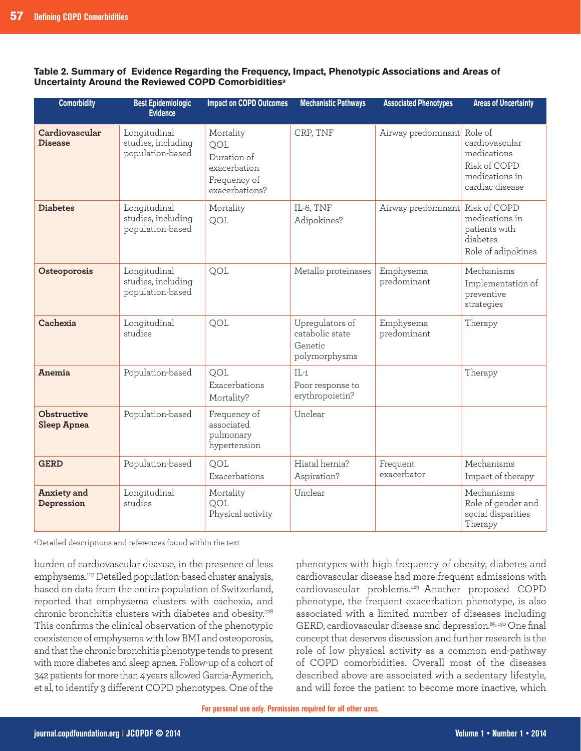**Table 2. Summary of Evidence Regarding the Frequency, Impact, Phenotypic Associations and Areas of Uncertainty Around the Reviewed COPD Comorbidities[a]**

| Comorbidity | Best Epidemiologic Evidence | Impact on COPD Outcomes | Mechanistic Pathways | Associated Phenotypes | Areas of Uncertainty |
|---|---|---|---|---|---|
| **Cardiovascular Disease** | Longitudinal studies, including population-based | Mortality<br>QOL<br>Duration of exacerbation<br>Frequency of exacerbations? | CRP, TNF | Airway predominant | Role of cardiovascular medications<br>Risk of COPD medications in cardiac disease |
| **Diabetes** | Longitudinal studies, including population-based | Mortality<br>QOL | IL-6, TNF<br>Adipokines? | Airway predominant | Risk of COPD medications in patients with diabetes<br>Role of adipokines |
| **Osteoporosis** | Longitudinal studies, including population-based | QOL | Metallo proteinases | Emphysema predominant | Mechanisms<br>Implementation of preventive strategies |
| **Cachexia** | Longitudinal studies | QOL | Upregulators of catabolic state<br>Genetic polymorphysms | Emphysema predominant | Therapy |
| **Anemia** | Population-based | QOL<br>Exacerbations<br>Mortality? | IL-1<br>Poor response to erythropoietin? | | Therapy |
| **Obstructive Sleep Apnea** | Population-based | Frequency of associated pulmonary hypertension | Unclear | | |
| **GERD** | Population-based | QOL<br>Exacerbations | Hiatal hernia?<br>Aspiration? | Frequent exacerbator | Mechanisms<br>Impact of therapy |
| **Anxiety and Depression** | Longitudinal studies | Mortality<br>QOL<br>Physical activity | Unclear | | Mechanisms<br>Role of gender and social disparities<br>Therapy |

[a]Detailed descriptions and references found within the text

burden of cardiovascular disease, in the presence of less emphysema.[127] Detailed population-based cluster analysis, based on data from the entire population of Switzerland, reported that emphysema clusters with cachexia, and chronic bronchitis clusters with diabetes and obesity.[128] This confirms the clinical observation of the phenotypic coexistence of emphysema with low BMI and osteoporosis, and that the chronic bronchitis phenotype tends to present with more diabetes and sleep apnea. Follow-up of a cohort of 342 patients for more than 4 years allowed Garcia-Aymerich, et al, to identify 3 different COPD phenotypes. One of the phenotypes with high frequency of obesity, diabetes and cardiovascular disease had more frequent admissions with cardiovascular problems.[129] Another proposed COPD phenotype, the frequent exacerbation phenotype, is also associated with a limited number of diseases including GERD, cardiovascular disease and depression.[85,130] One final concept that deserves discussion and further research is the role of low physical activity as a common end-pathway of COPD comorbidities. Overall most of the diseases described above are associated with a sedentary lifestyle, and will force the patient to become more inactive, which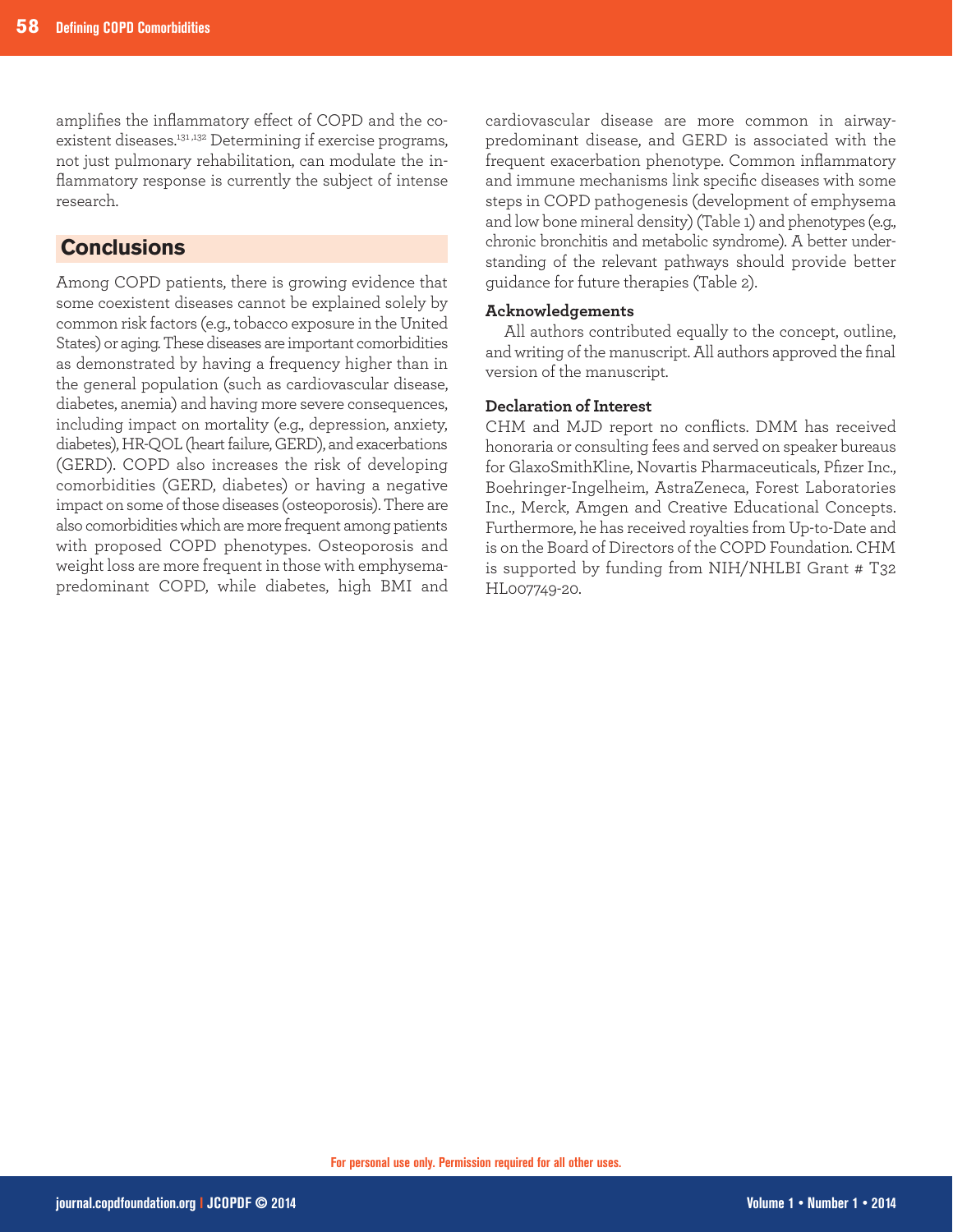amplifies the inflammatory effect of COPD and the coexistent diseases.[131,132] Determining if exercise programs, not just pulmonary rehabilitation, can modulate the inflammatory response is currently the subject of intense research.

## Conclusions

Among COPD patients, there is growing evidence that some coexistent diseases cannot be explained solely by common risk factors (e.g., tobacco exposure in the United States) or aging. These diseases are important comorbidities as demonstrated by having a frequency higher than in the general population (such as cardiovascular disease, diabetes, anemia) and having more severe consequences, including impact on mortality (e.g., depression, anxiety, diabetes), HR-QOL (heart failure, GERD), and exacerbations (GERD). COPD also increases the risk of developing comorbidities (GERD, diabetes) or having a negative impact on some of those diseases (osteoporosis). There are also comorbidities which are more frequent among patients with proposed COPD phenotypes. Osteoporosis and weight loss are more frequent in those with emphysema-predominant COPD, while diabetes, high BMI and cardiovascular disease are more common in airway-predominant disease, and GERD is associated with the frequent exacerbation phenotype. Common inflammatory and immune mechanisms link specific diseases with some steps in COPD pathogenesis (development of emphysema and low bone mineral density) (Table 1) and phenotypes (e.g., chronic bronchitis and metabolic syndrome). A better understanding of the relevant pathways should provide better guidance for future therapies (Table 2).

### Acknowledgements

All authors contributed equally to the concept, outline, and writing of the manuscript. All authors approved the final version of the manuscript.

### Declaration of Interest

CHM and MJD report no conflicts. DMM has received honoraria or consulting fees and served on speaker bureaus for GlaxoSmithKline, Novartis Pharmaceuticals, Pfizer Inc., Boehringer-Ingelheim, AstraZeneca, Forest Laboratories Inc., Merck, Amgen and Creative Educational Concepts. Furthermore, he has received royalties from Up-to-Date and is on the Board of Directors of the COPD Foundation. CHM is supported by funding from NIH/NHLBI Grant # T32 HL007749-20.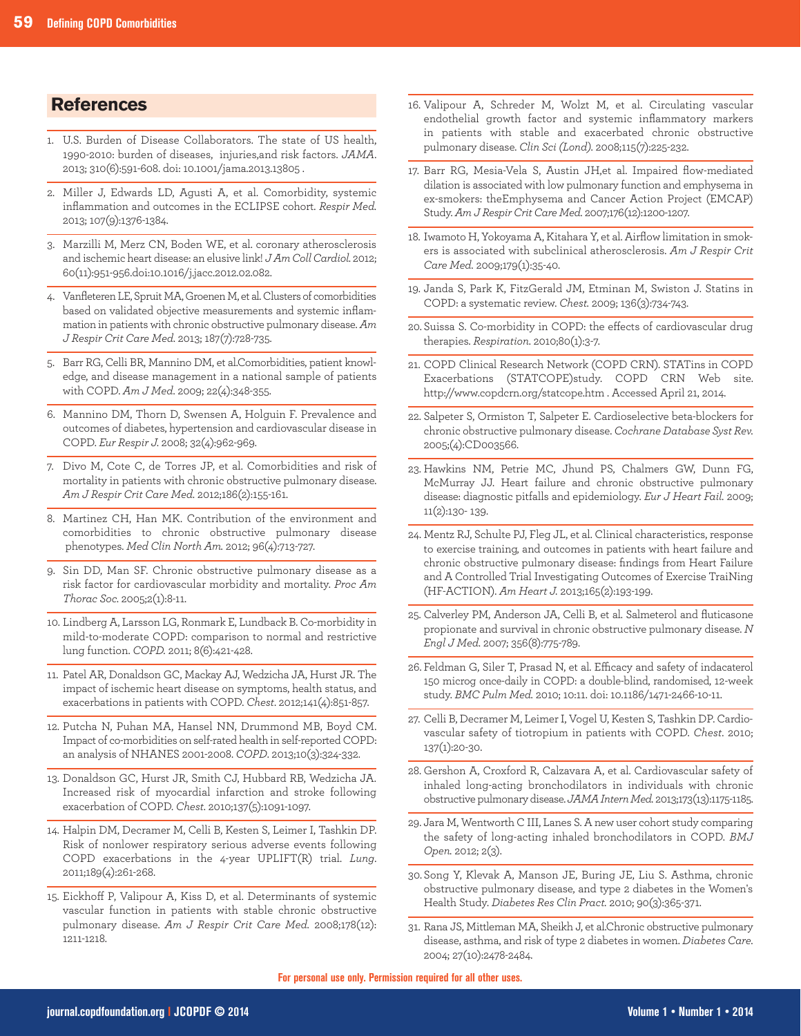## References

1. U.S. Burden of Disease Collaborators. The state of US health, 1990-2010: burden of diseases, injuries,and risk factors. *JAMA*. 2013; 310(6):591-608. doi: 10.1001/jama.2013.13805 .
2. Miller J, Edwards LD, Agusti A, et al. Comorbidity, systemic inflammation and outcomes in the ECLIPSE cohort. *Respir Med*. 2013; 107(9):1376-1384.
3. Marzilli M, Merz CN, Boden WE, et al. coronary atherosclerosis and ischemic heart disease: an elusive link! *J Am Coll Cardiol*. 2012; 60(11):951-956.doi:10.1016/j.jacc.2012.02.082.
4. Vanfleteren LE, Spruit MA, Groenen M, et al. Clusters of comorbidities based on validated objective measurements and systemic inflammation in patients with chronic obstructive pulmonary disease. *Am J Respir Crit Care Med*. 2013; 187(7):728-735.
5. Barr RG, Celli BR, Mannino DM, et al.Comorbidities, patient knowledge, and disease management in a national sample of patients with COPD. *Am J Med*. 2009; 22(4):348-355.
6. Mannino DM, Thorn D, Swensen A, Holguin F. Prevalence and outcomes of diabetes, hypertension and cardiovascular disease in COPD. *Eur Respir J*. 2008; 32(4):962-969.
7. Divo M, Cote C, de Torres JP, et al. Comorbidities and risk of mortality in patients with chronic obstructive pulmonary disease. *Am J Respir Crit Care Med*. 2012;186(2):155-161.
8. Martinez CH, Han MK. Contribution of the environment and comorbidities to chronic obstructive pulmonary disease phenotypes. *Med Clin North Am*. 2012; 96(4):713-727.
9. Sin DD, Man SF. Chronic obstructive pulmonary disease as a risk factor for cardiovascular morbidity and mortality. *Proc Am Thorac Soc*. 2005;2(1):8-11.
10. Lindberg A, Larsson LG, Ronmark E, Lundback B. Co-morbidity in mild-to-moderate COPD: comparison to normal and restrictive lung function. *COPD*. 2011; 8(6):421-428.
11. Patel AR, Donaldson GC, Mackay AJ, Wedzicha JA, Hurst JR. The impact of ischemic heart disease on symptoms, health status, and exacerbations in patients with COPD. *Chest*. 2012;141(4):851-857.
12. Putcha N, Puhan MA, Hansel NN, Drummond MB, Boyd CM. Impact of co-morbidities on self-rated health in self-reported COPD: an analysis of NHANES 2001-2008. *COPD*. 2013;10(3):324-332.
13. Donaldson GC, Hurst JR, Smith CJ, Hubbard RB, Wedzicha JA. Increased risk of myocardial infarction and stroke following exacerbation of COPD. *Chest*. 2010;137(5):1091-1097.
14. Halpin DM, Decramer M, Celli B, Kesten S, Leimer I, Tashkin DP. Risk of nonlower respiratory serious adverse events following COPD exacerbations in the 4-year UPLIFT(R) trial. *Lung*. 2011;189(4):261-268.
15. Eickhoff P, Valipour A, Kiss D, et al. Determinants of systemic vascular function in patients with stable chronic obstructive pulmonary disease. *Am J Respir Crit Care Med*. 2008;178(12): 1211-1218.
16. Valipour A, Schreder M, Wolzt M, et al. Circulating vascular endothelial growth factor and systemic inflammatory markers in patients with stable and exacerbated chronic obstructive pulmonary disease. *Clin Sci (Lond)*. 2008;115(7):225-232.
17. Barr RG, Mesia-Vela S, Austin JH,et al. Impaired flow-mediated dilation is associated with low pulmonary function and emphysema in ex-smokers: theEmphysema and Cancer Action Project (EMCAP) Study. *Am J Respir Crit Care Med*. 2007;176(12):1200-1207.
18. Iwamoto H, Yokoyama A, Kitahara Y, et al. Airflow limitation in smokers is associated with subclinical atherosclerosis. *Am J Respir Crit Care Med*. 2009;179(1):35-40.
19. Janda S, Park K, FitzGerald JM, Etminan M, Swiston J. Statins in COPD: a systematic review. *Chest*. 2009; 136(3):734-743.
20. Suissa S. Co-morbidity in COPD: the effects of cardiovascular drug therapies. *Respiration*. 2010;80(1):3-7.
21. COPD Clinical Research Network (COPD CRN). STATins in COPD Exacerbations (STATCOPE)study. COPD CRN Web site. http://www.copdcrn.org/statcope.htm . Accessed April 21, 2014.
22. Salpeter S, Ormiston T, Salpeter E. Cardioselective beta-blockers for chronic obstructive pulmonary disease. *Cochrane Database Syst Rev*. 2005;(4):CD003566.
23. Hawkins NM, Petrie MC, Jhund PS, Chalmers GW, Dunn FG, McMurray JJ. Heart failure and chronic obstructive pulmonary disease: diagnostic pitfalls and epidemiology. *Eur J Heart Fail*. 2009; 11(2):130- 139.
24. Mentz RJ, Schulte PJ, Fleg JL, et al. Clinical characteristics, response to exercise training, and outcomes in patients with heart failure and chronic obstructive pulmonary disease: findings from Heart Failure and A Controlled Trial Investigating Outcomes of Exercise TraiNing (HF-ACTION). *Am Heart J*. 2013;165(2):193-199.
25. Calverley PM, Anderson JA, Celli B, et al. Salmeterol and fluticasone propionate and survival in chronic obstructive pulmonary disease. *N Engl J Med*. 2007; 356(8):775-789.
26. Feldman G, Siler T, Prasad N, et al. Efficacy and safety of indacaterol 150 microg once-daily in COPD: a double-blind, randomised, 12-week study. *BMC Pulm Med*. 2010; 10:11. doi: 10.1186/1471-2466-10-11.
27. Celli B, Decramer M, Leimer I, Vogel U, Kesten S, Tashkin DP. Cardiovascular safety of tiotropium in patients with COPD. *Chest*. 2010; 137(1):20-30.
28. Gershon A, Croxford R, Calzavara A, et al. Cardiovascular safety of inhaled long-acting bronchodilators in individuals with chronic obstructive pulmonary disease. *JAMA Intern Med*. 2013;173(13):1175-1185.
29. Jara M, Wentworth C III, Lanes S. A new user cohort study comparing the safety of long-acting inhaled bronchodilators in COPD. *BMJ Open*. 2012; 2(3).
30. Song Y, Klevak A, Manson JE, Buring JE, Liu S. Asthma, chronic obstructive pulmonary disease, and type 2 diabetes in the Women's Health Study. *Diabetes Res Clin Pract*. 2010; 90(3):365-371.
31. Rana JS, Mittleman MA, Sheikh J, et al.Chronic obstructive pulmonary disease, asthma, and risk of type 2 diabetes in women. *Diabetes Care*. 2004; 27(10):2478-2484.

For personal use only. Permission required for all other uses.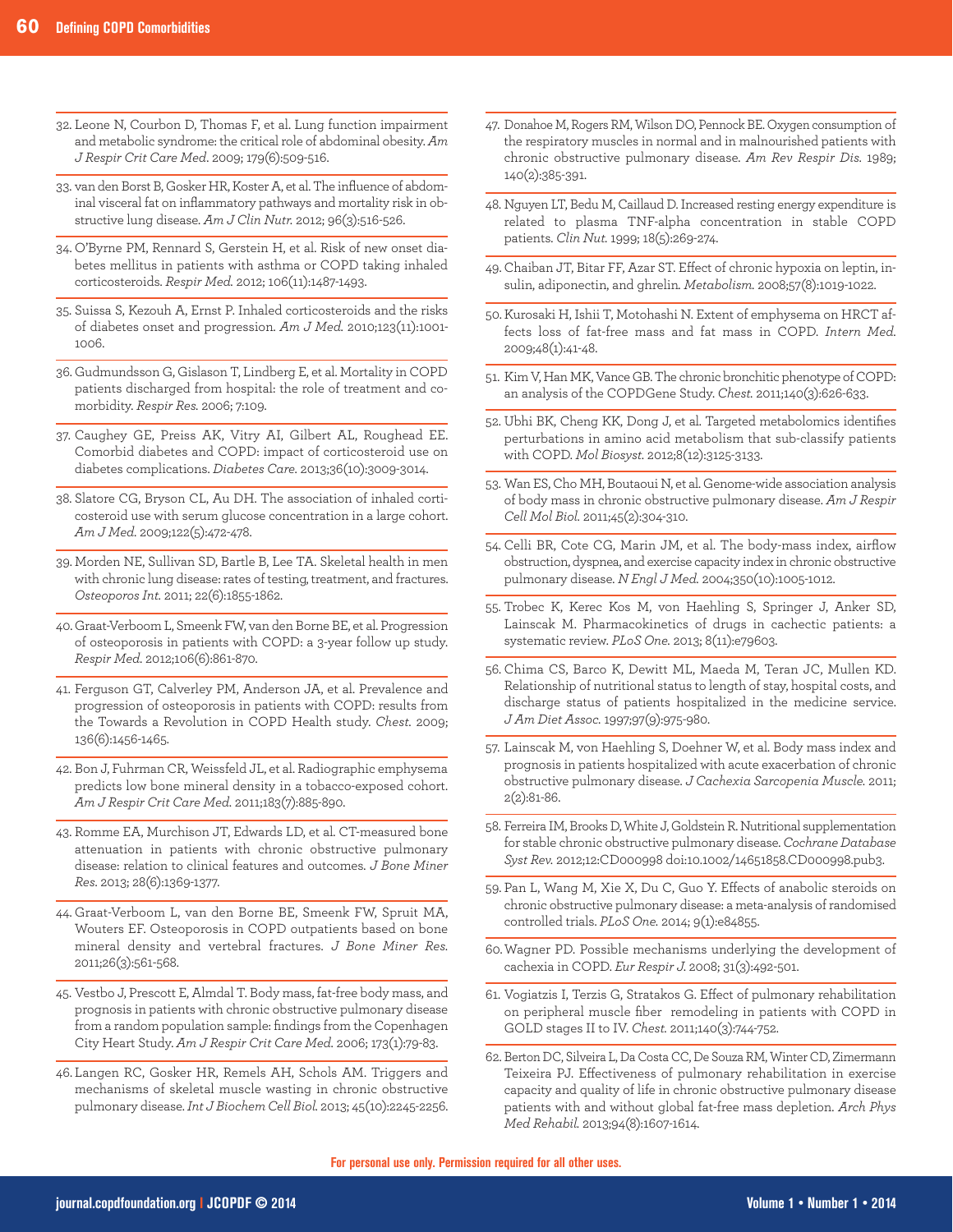32. Leone N, Courbon D, Thomas F, et al. Lung function impairment and metabolic syndrome: the critical role of abdominal obesity. *Am J Respir Crit Care Med.* 2009; 179(6):509-516.

33. van den Borst B, Gosker HR, Koster A, et al. The influence of abdominal visceral fat on inflammatory pathways and mortality risk in obstructive lung disease. *Am J Clin Nutr.* 2012; 96(3):516-526.

34. O'Byrne PM, Rennard S, Gerstein H, et al. Risk of new onset diabetes mellitus in patients with asthma or COPD taking inhaled corticosteroids. *Respir Med.* 2012; 106(11):1487-1493.

35. Suissa S, Kezouh A, Ernst P. Inhaled corticosteroids and the risks of diabetes onset and progression. *Am J Med.* 2010;123(11):1001-1006.

36. Gudmundsson G, Gislason T, Lindberg E, et al. Mortality in COPD patients discharged from hospital: the role of treatment and comorbidity. *Respir Res.* 2006; 7:109.

37. Caughey GE, Preiss AK, Vitry AI, Gilbert AL, Roughead EE. Comorbid diabetes and COPD: impact of corticosteroid use on diabetes complications. *Diabetes Care.* 2013;36(10):3009-3014.

38. Slatore CG, Bryson CL, Au DH. The association of inhaled corticosteroid use with serum glucose concentration in a large cohort. *Am J Med.* 2009;122(5):472-478.

39. Morden NE, Sullivan SD, Bartle B, Lee TA. Skeletal health in men with chronic lung disease: rates of testing, treatment, and fractures. *Osteoporos Int.* 2011; 22(6):1855-1862.

40. Graat-Verboom L, Smeenk FW, van den Borne BE, et al. Progression of osteoporosis in patients with COPD: a 3-year follow up study. *Respir Med.* 2012;106(6):861-870.

41. Ferguson GT, Calverley PM, Anderson JA, et al. Prevalence and progression of osteoporosis in patients with COPD: results from the Towards a Revolution in COPD Health study. *Chest.* 2009; 136(6):1456-1465.

42. Bon J, Fuhrman CR, Weissfeld JL, et al. Radiographic emphysema predicts low bone mineral density in a tobacco-exposed cohort. *Am J Respir Crit Care Med.* 2011;183(7):885-890.

43. Romme EA, Murchison JT, Edwards LD, et al. CT-measured bone attenuation in patients with chronic obstructive pulmonary disease: relation to clinical features and outcomes. *J Bone Miner Res.* 2013; 28(6):1369-1377.

44. Graat-Verboom L, van den Borne BE, Smeenk FW, Spruit MA, Wouters EF. Osteoporosis in COPD outpatients based on bone mineral density and vertebral fractures. *J Bone Miner Res.* 2011;26(3):561-568.

45. Vestbo J, Prescott E, Almdal T. Body mass, fat-free body mass, and prognosis in patients with chronic obstructive pulmonary disease from a random population sample: findings from the Copenhagen City Heart Study. *Am J Respir Crit Care Med.* 2006; 173(1):79-83.

46. Langen RC, Gosker HR, Remels AH, Schols AM. Triggers and mechanisms of skeletal muscle wasting in chronic obstructive pulmonary disease. *Int J Biochem Cell Biol.* 2013; 45(10):2245-2256.

47. Donahoe M, Rogers RM, Wilson DO, Pennock BE. Oxygen consumption of the respiratory muscles in normal and in malnourished patients with chronic obstructive pulmonary disease. *Am Rev Respir Dis.* 1989; 140(2):385-391.

48. Nguyen LT, Bedu M, Caillaud D. Increased resting energy expenditure is related to plasma TNF-alpha concentration in stable COPD patients. *Clin Nut.* 1999; 18(5):269-274.

49. Chaiban JT, Bitar FF, Azar ST. Effect of chronic hypoxia on leptin, insulin, adiponectin, and ghrelin. *Metabolism.* 2008;57(8):1019-1022.

50. Kurosaki H, Ishii T, Motohashi N. Extent of emphysema on HRCT affects loss of fat-free mass and fat mass in COPD. *Intern Med.* 2009;48(1):41-48.

51. Kim V, Han MK, Vance GB. The chronic bronchitic phenotype of COPD: an analysis of the COPDGene Study. *Chest.* 2011;140(3):626-633.

52. Ubhi BK, Cheng KK, Dong J, et al. Targeted metabolomics identifies perturbations in amino acid metabolism that sub-classify patients with COPD. *Mol Biosyst.* 2012;8(12):3125-3133.

53. Wan ES, Cho MH, Boutaoui N, et al. Genome-wide association analysis of body mass in chronic obstructive pulmonary disease. *Am J Respir Cell Mol Biol.* 2011;45(2):304-310.

54. Celli BR, Cote CG, Marin JM, et al. The body-mass index, airflow obstruction, dyspnea, and exercise capacity index in chronic obstructive pulmonary disease. *N Engl J Med.* 2004;350(10):1005-1012.

55. Trobec K, Kerec Kos M, von Haehling S, Springer J, Anker SD, Lainscak M. Pharmacokinetics of drugs in cachectic patients: a systematic review. *PLoS One.* 2013; 8(11):e79603.

56. Chima CS, Barco K, Dewitt ML, Maeda M, Teran JC, Mullen KD. Relationship of nutritional status to length of stay, hospital costs, and discharge status of patients hospitalized in the medicine service. *J Am Diet Assoc.* 1997;97(9):975-980.

57. Lainscak M, von Haehling S, Doehner W, et al. Body mass index and prognosis in patients hospitalized with acute exacerbation of chronic obstructive pulmonary disease. *J Cachexia Sarcopenia Muscle.* 2011; 2(2):81-86.

58. Ferreira IM, Brooks D, White J, Goldstein R. Nutritional supplementation for stable chronic obstructive pulmonary disease. *Cochrane Database Syst Rev.* 2012;12:CD000998 doi:10.1002/14651858.CD000998.pub3.

59. Pan L, Wang M, Xie X, Du C, Guo Y. Effects of anabolic steroids on chronic obstructive pulmonary disease: a meta-analysis of randomised controlled trials. *PLoS One.* 2014; 9(1):e84855.

60. Wagner PD. Possible mechanisms underlying the development of cachexia in COPD. *Eur Respir J.* 2008; 31(3):492-501.

61. Vogiatzis I, Terzis G, Stratakos G. Effect of pulmonary rehabilitation on peripheral muscle fiber remodeling in patients with COPD in GOLD stages II to IV. *Chest.* 2011;140(3):744-752.

62. Berton DC, Silveira L, Da Costa CC, De Souza RM, Winter CD, Zimermann Teixeira PJ. Effectiveness of pulmonary rehabilitation in exercise capacity and quality of life in chronic obstructive pulmonary disease patients with and without global fat-free mass depletion. *Arch Phys Med Rehabil.* 2013;94(8):1607-1614.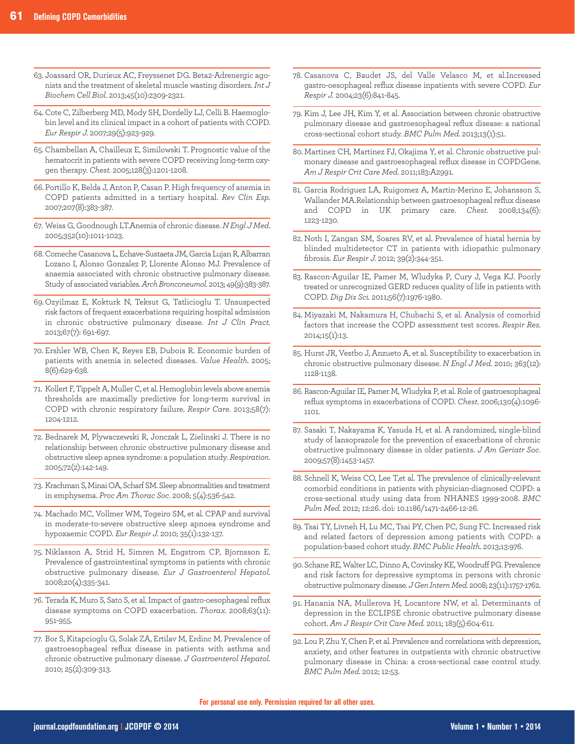63. Joassard OR, Durieux AC, Freyssenet DG. Beta2-Adrenergic agonists and the treatment of skeletal muscle wasting disorders. *Int J Biochem Cell Biol.* 2013;45(10):2309-2321.

64. Cote C, Zilberberg MD, Mody SH, Dordelly LJ, Celli B. Haemoglobin level and its clinical impact in a cohort of patients with COPD. *Eur Respir J.* 2007;29(5):923-929.

65. Chambellan A, Chailleux E, Similowski T. Prognostic value of the hematocrit in patients with severe COPD receiving long-term oxygen therapy. *Chest.* 2005;128(3):1201-1208.

66. Portillo K, Belda J, Anton P, Casan P. High frequency of anemia in COPD patients admitted in a tertiary hospital. *Rev Clin Esp.* 2007;207(8):383-387.

67. Weiss G, Goodnough LT.Anemia of chronic disease. *N Engl J Med.* 2005;352(10):1011-1023.

68. Comeche Casanova L, Echave-Sustaeta JM, Garcia Lujan R, Albarran Lozano I, Alonso Gonzalez P, Llorente Alonso MJ. Prevalence of anaemia associated with chronic obstructive pulmonary disease. Study of associated variables. *Arch Bronconeumol.* 2013; 49(9):383-387.

69. Ozyilmaz E, Kokturk N, Teksut G, Tatlicioglu T. Unsuspected risk factors of frequent exacerbations requiring hospital admission in chronic obstructive pulmonary disease. *Int J Clin Pract.* 2013;67(7): 691-697.

70. Ershler WB, Chen K, Reyes EB, Dubois R. Economic burden of patients with anemia in selected diseases. *Value Health.* 2005; 8(6):629-638.

71. Kollert F, Tippelt A, Muller C, et al. Hemoglobin levels above anemia thresholds are maximally predictive for long-term survival in COPD with chronic respiratory failure. *Respir Care.* 2013;58(7): 1204-1212.

72. Bednarek M, Plywaczewski R, Jonczak L, Zielinski J. There is no relationship between chronic obstructive pulmonary disease and obstructive sleep apnea syndrome: a population study. *Respiration.* 2005;72(2):142-149.

73. Krachman S, Minai OA, Scharf SM. Sleep abnormalities and treatment in emphysema. *Proc Am Thorac Soc.* 2008; 5(4):536-542.

74. Machado MC, Vollmer WM, Togeiro SM, et al. CPAP and survival in moderate-to-severe obstructive sleep apnoea syndrome and hypoxaemic COPD. *Eur Respir J.* 2010; 35(1):132-137.

75. Niklasson A, Strid H, Simren M, Engstrom CP, Bjornsson E. Prevalence of gastrointestinal symptoms in patients with chronic obstructive pulmonary disease. *Eur J Gastroenterol Hepatol.* 2008;20(4):335-341.

76. Terada K, Muro S, Sato S, et al. Impact of gastro-oesophageal reflux disease symptoms on COPD exacerbation. *Thorax.* 2008;63(11): 951-955.

77. Bor S, Kitapcioglu G, Solak ZA, Ertilav M, Erdinc M. Prevalence of gastroesophageal reflux disease in patients with asthma and chronic obstructive pulmonary disease. *J Gastroenterol Hepatol.* 2010; 25(2):309-313.

78. Casanova C, Baudet JS, del Valle Velasco M, et al.Increased gastro-oesophageal reflux disease inpatients with severe COPD. *Eur Respir J.* 2004;23(6):841-845.

79. Kim J, Lee JH, Kim Y, et al. Association between chronic obstructive pulmonary disease and gastroesophageal reflux disease: a national cross-sectional cohort study. *BMC Pulm Med.* 2013;13(1):51.

80. Martinez CH, Martinez FJ, Okajima Y, et al. Chronic obstructive pulmonary disease and gastroesophageal reflux disease in COPDGene. *Am J Respir Crit Care Med.* 2011;183:A2991.

81. Garcia Rodriguez LA, Ruigomez A, Martin-Merino E, Johansson S, Wallander MA.Relationship between gastroesophageal reflux disease and COPD in UK primary care. *Chest.* 2008;134(6): 1223-1230.

82. Noth I, Zangan SM, Soares RV, et al. Prevalence of hiatal hernia by blinded multidetector CT in patients with idiopathic pulmonary fibrosis. *Eur Respir J.* 2012; 39(2):344-351.

83. Rascon-Aguilar IE, Pamer M, Wludyka P, Cury J, Vega KJ. Poorly treated or unrecognized GERD reduces quality of life in patients with COPD. *Dig Dis Sci.* 2011;56(7):1976-1980.

84. Miyazaki M, Nakamura H, Chubachi S, et al. Analysis of comorbid factors that increase the COPD assessment test scores. *Respir Res.* 2014;15(1):13.

85. Hurst JR, Vestbo J, Anzueto A, et al. Susceptibility to exacerbation in chronic obstructive pulmonary disease. *N Engl J Med.* 2010; 363(12): 1128-1138.

86. Rascon-Aguilar IE, Pamer M, Wludyka P, et al. Role of gastroesophageal reflux symptoms in exacerbations of COPD. *Chest.* 2006;130(4):1096-1101.

87. Sasaki T, Nakayama K, Yasuda H, et al. A randomized, single-blind study of lansoprazole for the prevention of exacerbations of chronic obstructive pulmonary disease in older patients. *J Am Geriatr Soc.* 2009;57(8):1453-1457.

88. Schnell K, Weiss CO, Lee T,et al. The prevalence of clinically-relevant comorbid conditions in patients with physician-diagnosed COPD: a cross-sectional study using data from NHANES 1999-2008. *BMC Pulm Med.* 2012; 12:26. doi: 10.1186/1471-2466-12-26.

89. Tsai TY, Livneh H, Lu MC, Tsai PY, Chen PC, Sung FC. Increased risk and related factors of depression among patients with COPD: a population-based cohort study. *BMC Public Health.* 2013;13:976.

90. Schane RE, Walter LC, Dinno A, Covinsky KE, Woodruff PG. Prevalence and risk factors for depressive symptoms in persons with chronic obstructive pulmonary disease. *J Gen Intern Med.* 2008; 23(11):1757-1762.

91. Hanania NA, Mullerova H, Locantore NW, et al. Determinants of depression in the ECLIPSE chronic obstructive pulmonary disease cohort. *Am J Respir Crit Care Med.* 2011; 183(5):604-611.

92. Lou P, Zhu Y, Chen P, et al. Prevalence and correlations with depression, anxiety, and other features in outpatients with chronic obstructive pulmonary disease in China: a cross-sectional case control study. *BMC Pulm Med.* 2012; 12:53.

For personal use only. Permission required for all other uses.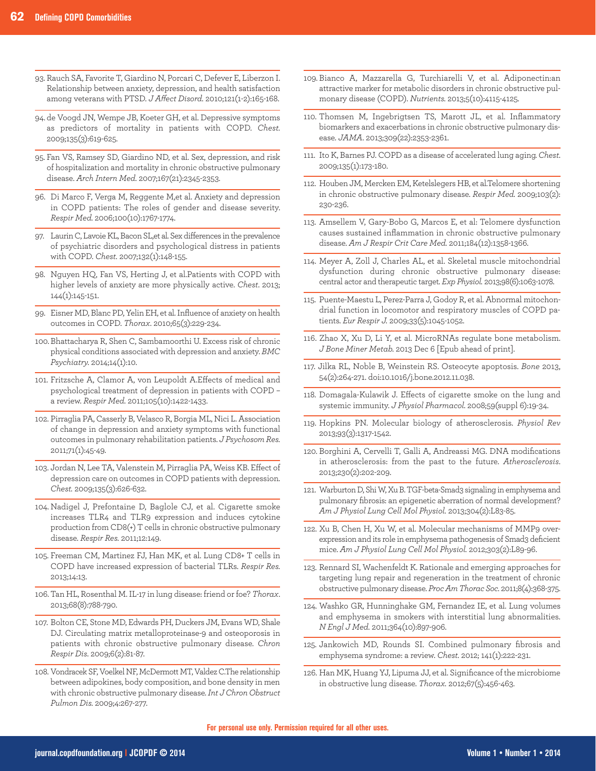93. Rauch SA, Favorite T, Giardino N, Porcari C, Defever E, Liberzon I. Relationship between anxiety, depression, and health satisfaction among veterans with PTSD. *J Affect Disord*. 2010;121(1-2):165-168.

94. de Voogd JN, Wempe JB, Koeter GH, et al. Depressive symptoms as predictors of mortality in patients with COPD. *Chest*. 2009;135(3):619-625.

95. Fan VS, Ramsey SD, Giardino ND, et al. Sex, depression, and risk of hospitalization and mortality in chronic obstructive pulmonary disease. *Arch Intern Med*. 2007;167(21):2345-2353.

96. Di Marco F, Verga M, Reggente M,et al. Anxiety and depression in COPD patients: The roles of gender and disease severity. *Respir Med*. 2006;100(10):1767-1774.

97. Laurin C, Lavoie KL, Bacon SL,et al. Sex differences in the prevalence of psychiatric disorders and psychological distress in patients with COPD. *Chest*. 2007;132(1):148-155.

98. Nguyen HQ, Fan VS, Herting J, et al.Patients with COPD with higher levels of anxiety are more physically active. *Chest*. 2013; 144(1):145-151.

99. Eisner MD, Blanc PD, Yelin EH, et al. Influence of anxiety on health outcomes in COPD. *Thorax*. 2010;65(3):229-234.

100. Bhattacharya R, Shen C, Sambamoorthi U. Excess risk of chronic physical conditions associated with depression and anxiety. *BMC Psychiatry*. 2014;14(1):10.

101. Fritzsche A, Clamor A, von Leupoldt A.Effects of medical and psychological treatment of depression in patients with COPD – a review. *Respir Med*. 2011;105(10):1422-1433.

102. Pirraglia PA, Casserly B, Velasco R, Borgia ML, Nici L. Association of change in depression and anxiety symptoms with functional outcomes in pulmonary rehabilitation patients. *J Psychosom Res*. 2011;71(1):45-49.

103. Jordan N, Lee TA, Valenstein M, Pirraglia PA, Weiss KB. Effect of depression care on outcomes in COPD patients with depression. *Chest*. 2009;135(3):626-632.

104. Nadigel J, Prefontaine D, Baglole CJ, et al. Cigarette smoke increases TLR4 and TLR9 expression and induces cytokine production from CD8(+) T cells in chronic obstructive pulmonary disease. *Respir Res*. 2011;12:149.

105. Freeman CM, Martinez FJ, Han MK, et al. Lung CD8+ T cells in COPD have increased expression of bacterial TLRs. *Respir Res*. 2013;14:13.

106. Tan HL, Rosenthal M. IL-17 in lung disease: friend or foe? *Thorax*. 2013;68(8):788-790.

107. Bolton CE, Stone MD, Edwards PH, Duckers JM, Evans WD, Shale DJ. Circulating matrix metalloproteinase-9 and osteoporosis in patients with chronic obstructive pulmonary disease. *Chron Respir Dis*. 2009;6(2):81-87.

108. Vondracek SF, Voelkel NF, McDermott MT, Valdez C.The relationship between adipokines, body composition, and bone density in men with chronic obstructive pulmonary disease. *Int J Chron Obstruct Pulmon Dis*. 2009;4:267-277.

109. Bianco A, Mazzarella G, Turchiarelli V, et al. Adiponectin:an attractive marker for metabolic disorders in chronic obstructive pulmonary disease (COPD). *Nutrients*. 2013;5(10):4115-4125.

110. Thomsen M, Ingebrigtsen TS, Marott JL, et al. Inflammatory biomarkers and exacerbations in chronic obstructive pulmonary disease. *JAMA*. 2013;309(22):2353-2361.

111. Ito K, Barnes PJ. COPD as a disease of accelerated lung aging. *Chest*. 2009;135(1):173-180.

112. Houben JM, Mercken EM, Ketelslegers HB, et al.Telomere shortening in chronic obstructive pulmonary disease. *Respir Med*. 2009;103(2): 230-236.

113. Amsellem V, Gary-Bobo G, Marcos E, et al: Telomere dysfunction causes sustained inflammation in chronic obstructive pulmonary disease. *Am J Respir Crit Care Med*. 2011;184(12):1358-1366.

114. Meyer A, Zoll J, Charles AL, et al. Skeletal muscle mitochondrial dysfunction during chronic obstructive pulmonary disease: central actor and therapeutic target. *Exp Physiol*. 2013;98(6):1063-1078.

115. Puente-Maestu L, Perez-Parra J, Godoy R, et al. Abnormal mitochondrial function in locomotor and respiratory muscles of COPD patients. *Eur Respir J*. 2009;33(5):1045-1052.

116. Zhao X, Xu D, Li Y, et al. MicroRNAs regulate bone metabolism. *J Bone Miner Metab*. 2013 Dec 6 [Epub ahead of print].

117. Jilka RL, Noble B, Weinstein RS. Osteocyte apoptosis. *Bone* 2013, 54(2):264-271. doi:10.1016/j.bone.2012.11.038.

118. Domagala-Kulawik J. Effects of cigarette smoke on the lung and systemic immunity. *J Physiol Pharmacol*. 2008;59(suppl 6):19-34.

119. Hopkins PN. Molecular biology of atherosclerosis. *Physiol Rev* 2013;93(3):1317-1542.

120. Borghini A, Cervelli T, Galli A, Andreassi MG. DNA modifications in atherosclerosis: from the past to the future. *Atherosclerosis*. 2013;230(2):202-209.

121. Warburton D, Shi W, Xu B. TGF-beta-Smad3 signaling in emphysema and pulmonary fibrosis: an epigenetic aberration of normal development? *Am J Physiol Lung Cell Mol Physiol*. 2013;304(2):L83-85.

122. Xu B, Chen H, Xu W, et al. Molecular mechanisms of MMP9 overexpression and its role in emphysema pathogenesis of Smad3 deficient mice. *Am J Physiol Lung Cell Mol Physiol*. 2012;303(2):L89-96.

123. Rennard SI, Wachenfeldt K. Rationale and emerging approaches for targeting lung repair and regeneration in the treatment of chronic obstructive pulmonary disease. *Proc Am Thorac Soc*. 2011;8(4):368-375.

124. Washko GR, Hunninghake GM, Fernandez IE, et al. Lung volumes and emphysema in smokers with interstitial lung abnormalities. *N Engl J Med*. 2011;364(10):897-906.

125. Jankowich MD, Rounds SI. Combined pulmonary fibrosis and emphysema syndrome: a review. *Chest*. 2012; 141(1):222-231.

126. Han MK, Huang YJ, Lipuma JJ, et al. Significance of the microbiome in obstructive lung disease. *Thorax*. 2012;67(5):456-463.

For personal use only. Permission required for all other uses.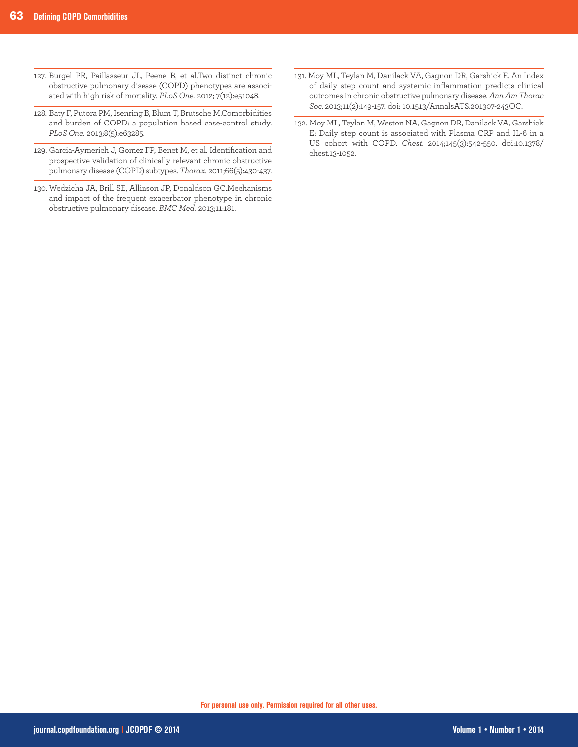127. Burgel PR, Paillasseur JL, Peene B, et al.Two distinct chronic obstructive pulmonary disease (COPD) phenotypes are associated with high risk of mortality. *PLoS One*. 2012; 7(12):e51048.

128. Baty F, Putora PM, Isenring B, Blum T, Brutsche M.Comorbidities and burden of COPD: a population based case-control study. *PLoS One*. 2013;8(5):e63285.

129. Garcia-Aymerich J, Gomez FP, Benet M, et al. Identification and prospective validation of clinically relevant chronic obstructive pulmonary disease (COPD) subtypes. *Thorax*. 2011;66(5):430-437.

130. Wedzicha JA, Brill SE, Allinson JP, Donaldson GC.Mechanisms and impact of the frequent exacerbator phenotype in chronic obstructive pulmonary disease. *BMC Med*. 2013;11:181.

131. Moy ML, Teylan M, Danilack VA, Gagnon DR, Garshick E. An Index of daily step count and systemic inflammation predicts clinical outcomes in chronic obstructive pulmonary disease. *Ann Am Thorac Soc*. 2013;11(2):149-157. doi: 10.1513/AnnalsATS.201307-243OC.

132. Moy ML, Teylan M, Weston NA, Gagnon DR, Danilack VA, Garshick E: Daily step count is associated with Plasma CRP and IL-6 in a US cohort with COPD. *Chest*. 2014;145(3):542-550. doi:10.1378/chest.13-1052.